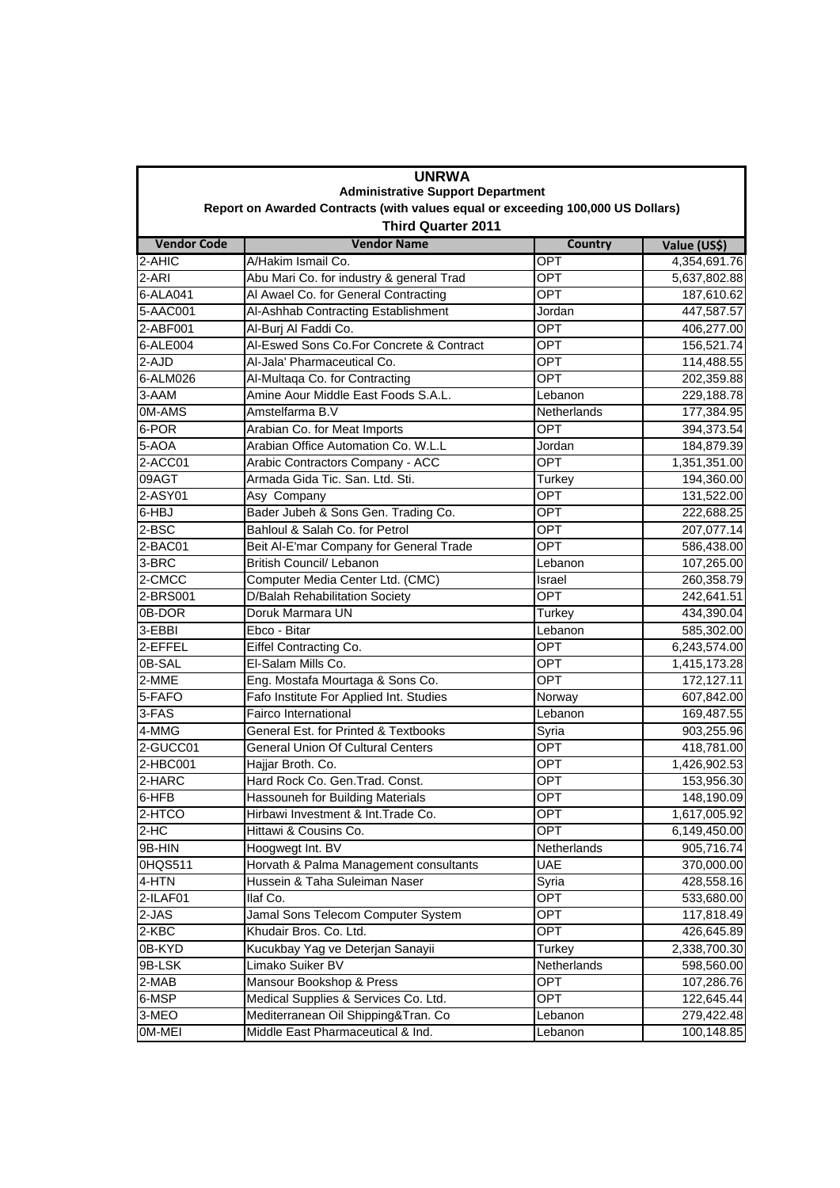# UNRWA

## Administrative Support Department

### Report on Awarded Contracts (with values equal or exceeding 100,000 US Dollars)

### Third Quarter 2011

| Vendor Code | Vendor Name | Country | Value (US$) |
|---|---|---|---|
| 2-AHIC | A/Hakim Ismail Co. | OPT | 4,354,691.76 |
| 2-ARI | Abu Mari Co. for industry & general Trad | OPT | 5,637,802.88 |
| 6-ALA041 | Al Awael Co. for General Contracting | OPT | 187,610.62 |
| 5-AAC001 | Al-Ashhab Contracting Establishment | Jordan | 447,587.57 |
| 2-ABF001 | Al-Burj Al Faddi Co. | OPT | 406,277.00 |
| 6-ALE004 | Al-Eswed Sons Co.For Concrete & Contract | OPT | 156,521.74 |
| 2-AJD | Al-Jala' Pharmaceutical Co. | OPT | 114,488.55 |
| 6-ALM026 | Al-Multaqa Co. for Contracting | OPT | 202,359.88 |
| 3-AAM | Amine Aour Middle East Foods S.A.L. | Lebanon | 229,188.78 |
| 0M-AMS | Amstelfarma B.V | Netherlands | 177,384.95 |
| 6-POR | Arabian Co. for Meat Imports | OPT | 394,373.54 |
| 5-AOA | Arabian Office Automation Co. W.L.L | Jordan | 184,879.39 |
| 2-ACC01 | Arabic Contractors Company - ACC | OPT | 1,351,351.00 |
| 09AGT | Armada Gida Tic. San. Ltd. Sti. | Turkey | 194,360.00 |
| 2-ASY01 | Asy Company | OPT | 131,522.00 |
| 6-HBJ | Bader Jubeh & Sons Gen. Trading Co. | OPT | 222,688.25 |
| 2-BSC | Bahloul & Salah Co. for Petrol | OPT | 207,077.14 |
| 2-BAC01 | Beit Al-E'mar Company for General Trade | OPT | 586,438.00 |
| 3-BRC | British Council/ Lebanon | Lebanon | 107,265.00 |
| 2-CMCC | Computer Media Center Ltd. (CMC) | Israel | 260,358.79 |
| 2-BRS001 | D/Balah Rehabilitation Society | OPT | 242,641.51 |
| 0B-DOR | Doruk Marmara UN | Turkey | 434,390.04 |
| 3-EBBI | Ebco - Bitar | Lebanon | 585,302.00 |
| 2-EFFEL | Eiffel Contracting Co. | OPT | 6,243,574.00 |
| 0B-SAL | El-Salam Mills Co. | OPT | 1,415,173.28 |
| 2-MME | Eng. Mostafa Mourtaga & Sons Co. | OPT | 172,127.11 |
| 5-FAFO | Fafo Institute For Applied Int. Studies | Norway | 607,842.00 |
| 3-FAS | Fairco International | Lebanon | 169,487.55 |
| 4-MMG | General Est. for Printed & Textbooks | Syria | 903,255.96 |
| 2-GUCC01 | General Union Of Cultural Centers | OPT | 418,781.00 |
| 2-HBC001 | Hajjar Broth. Co. | OPT | 1,426,902.53 |
| 2-HARC | Hard Rock Co. Gen.Trad. Const. | OPT | 153,956.30 |
| 6-HFB | Hassouneh for Building Materials | OPT | 148,190.09 |
| 2-HTCO | Hirbawi Investment & Int.Trade Co. | OPT | 1,617,005.92 |
| 2-HC | Hittawi & Cousins Co. | OPT | 6,149,450.00 |
| 9B-HIN | Hoogwegt Int. BV | Netherlands | 905,716.74 |
| 0HQS511 | Horvath & Palma Management consultants | UAE | 370,000.00 |
| 4-HTN | Hussein & Taha Suleiman Naser | Syria | 428,558.16 |
| 2-ILAF01 | Ilaf Co. | OPT | 533,680.00 |
| 2-JAS | Jamal Sons Telecom Computer System | OPT | 117,818.49 |
| 2-KBC | Khudair Bros. Co. Ltd. | OPT | 426,645.89 |
| 0B-KYD | Kucukbay Yag ve Deterjan Sanayii | Turkey | 2,338,700.30 |
| 9B-LSK | Limako Suiker BV | Netherlands | 598,560.00 |
| 2-MAB | Mansour Bookshop & Press | OPT | 107,286.76 |
| 6-MSP | Medical Supplies & Services Co. Ltd. | OPT | 122,645.44 |
| 3-MEO | Mediterranean Oil Shipping&Tran. Co | Lebanon | 279,422.48 |
| 0M-MEI | Middle East Pharmaceutical & Ind. | Lebanon | 100,148.85 |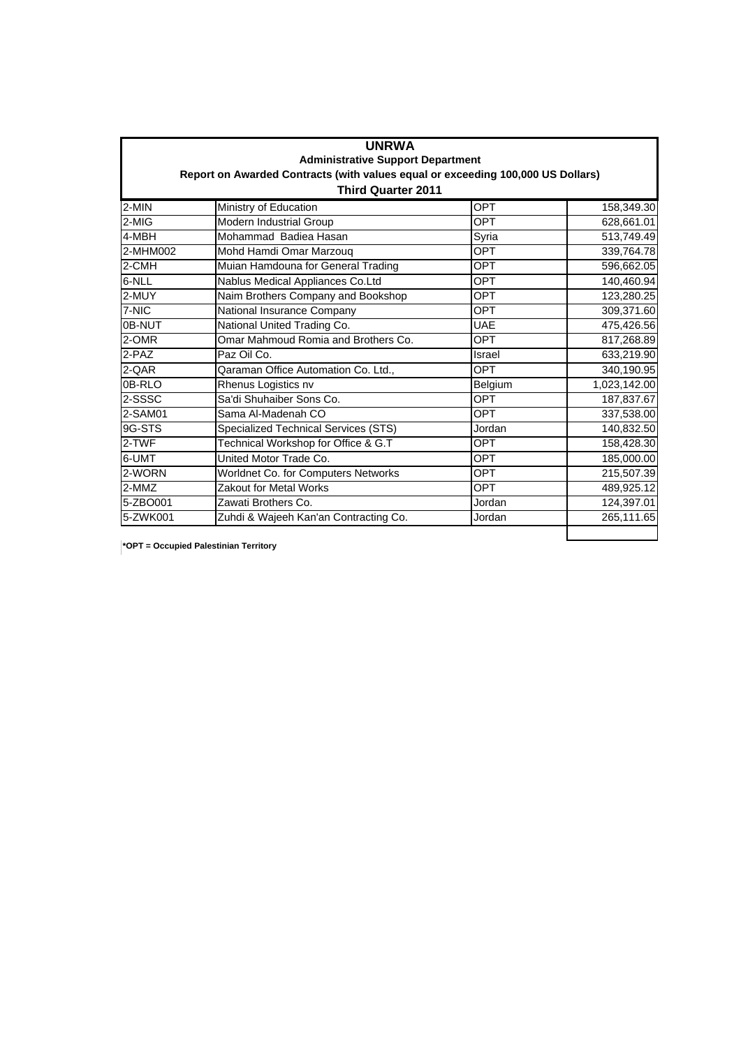**UNRWA**

**Administrative Support Department**

**Report on Awarded Contracts (with values equal or exceeding 100,000 US Dollars)**

**Third Quarter 2011**

| | | | |
|---|---|---|---|
| 2-MIN | Ministry of Education | OPT | 158,349.30 |
| 2-MIG | Modern Industrial Group | OPT | 628,661.01 |
| 4-MBH | Mohammad Badiea Hasan | Syria | 513,749.49 |
| 2-MHM002 | Mohd Hamdi Omar Marzouq | OPT | 339,764.78 |
| 2-CMH | Muian Hamdouna for General Trading | OPT | 596,662.05 |
| 6-NLL | Nablus Medical Appliances Co.Ltd | OPT | 140,460.94 |
| 2-MUY | Naim Brothers Company and Bookshop | OPT | 123,280.25 |
| 7-NIC | National Insurance Company | OPT | 309,371.60 |
| 0B-NUT | National United Trading Co. | UAE | 475,426.56 |
| 2-OMR | Omar Mahmoud Romia and Brothers Co. | OPT | 817,268.89 |
| 2-PAZ | Paz Oil Co. | Israel | 633,219.90 |
| 2-QAR | Qaraman Office Automation Co. Ltd., | OPT | 340,190.95 |
| 0B-RLO | Rhenus Logistics nv | Belgium | 1,023,142.00 |
| 2-SSSC | Sa'di Shuhaiber Sons Co. | OPT | 187,837.67 |
| 2-SAM01 | Sama Al-Madenah CO | OPT | 337,538.00 |
| 9G-STS | Specialized Technical Services (STS) | Jordan | 140,832.50 |
| 2-TWF | Technical Workshop for Office & G.T | OPT | 158,428.30 |
| 6-UMT | United Motor Trade Co. | OPT | 185,000.00 |
| 2-WORN | Worldnet Co. for Computers Networks | OPT | 215,507.39 |
| 2-MMZ | Zakout for Metal Works | OPT | 489,925.12 |
| 5-ZBO001 | Zawati Brothers Co. | Jordan | 124,397.01 |
| 5-ZWK001 | Zuhdi & Wajeeh Kan'an Contracting Co. | Jordan | 265,111.65 |

**\*OPT = Occupied Palestinian Territory**